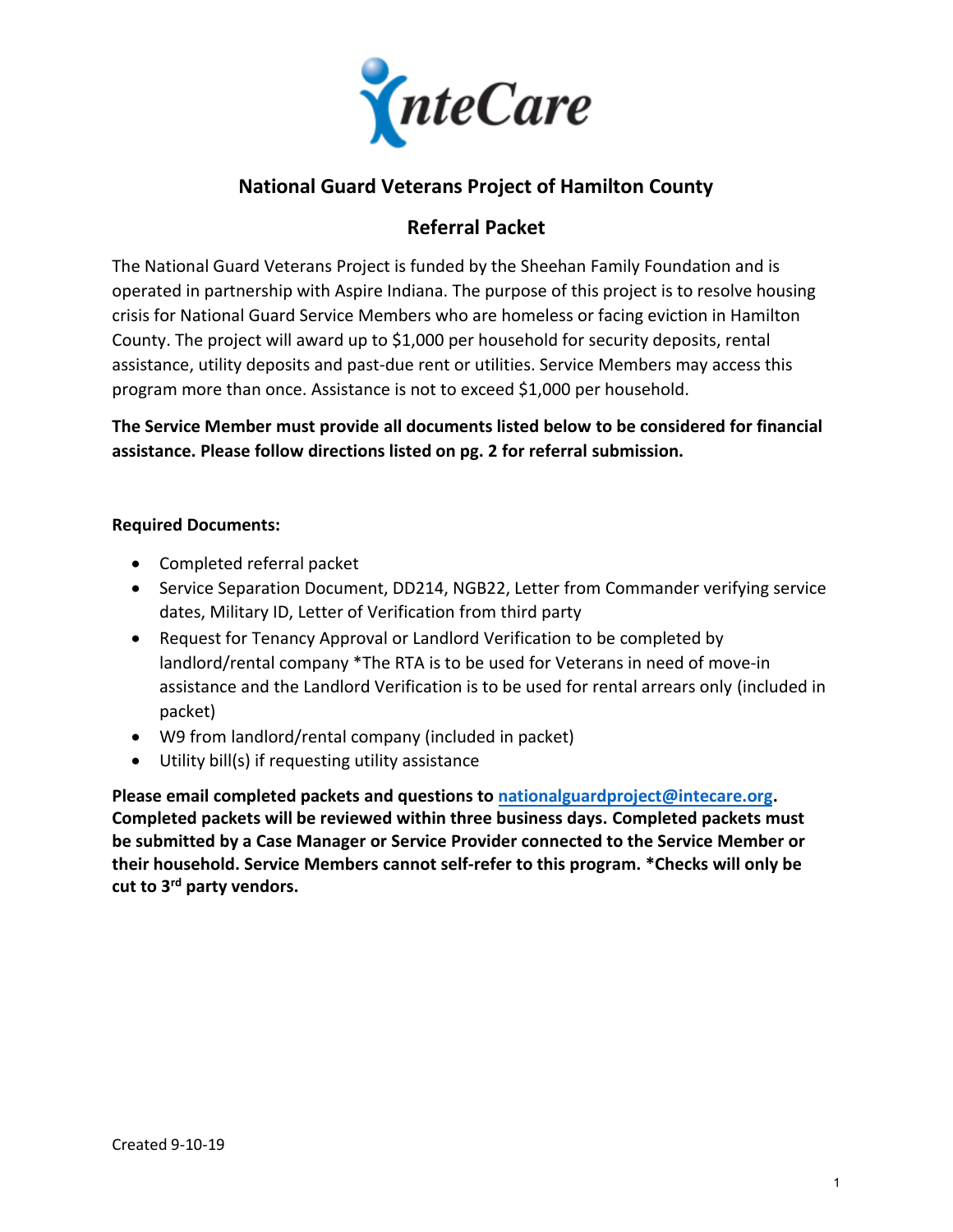IntеCare

## National Guard Veterans Project of Hamilton County

## Referral Packet

The National Guard Veterans Project is funded by the Sheehan Family Foundation and is operated in partnership with Aspire Indiana. The purpose of this project is to resolve housing crisis for National Guard Service Members who are homeless or facing eviction in Hamilton County. The project will award up to $1,000 per household for security deposits, rental assistance, utility deposits and past-due rent or utilities. Service Members may access this program more than once. Assistance is not to exceed $1,000 per household.

**The Service Member must provide all documents listed below to be considered for financial assistance. Please follow directions listed on pg. 2 for referral submission.**

**Required Documents:**

- Completed referral packet
- Service Separation Document, DD214, NGB22, Letter from Commander verifying service dates, Military ID, Letter of Verification from third party
- Request for Tenancy Approval or Landlord Verification to be completed by landlord/rental company *The RTA is to be used for Veterans in need of move-in assistance and the Landlord Verification is to be used for rental arrears only (included in packet)
- W9 from landlord/rental company (included in packet)
- Utility bill(s) if requesting utility assistance

**Please email completed packets and questions to nationalguardproject@intecare.org. Completed packets will be reviewed within three business days. Completed packets must be submitted by a Case Manager or Service Provider connected to the Service Member or their household. Service Members cannot self-refer to this program. *Checks will only be cut to 3rd party vendors.**

Created 9-10-19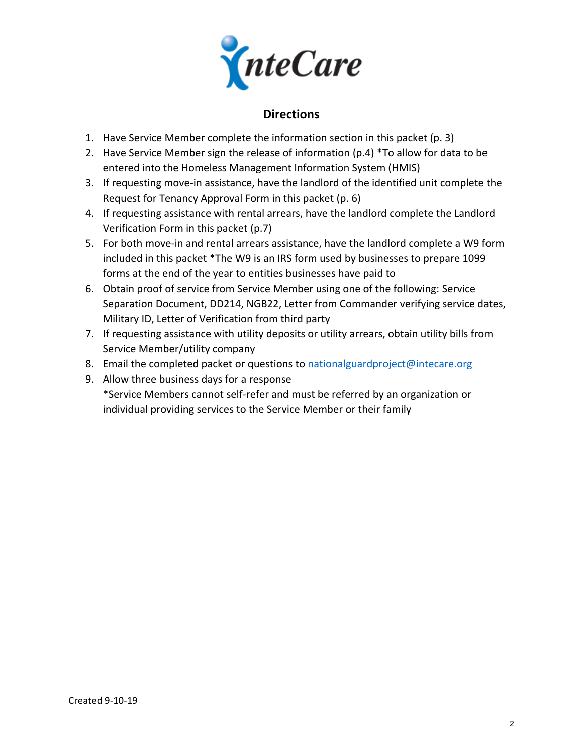InteCare

## Directions

1. Have Service Member complete the information section in this packet (p. 3)
2. Have Service Member sign the release of information (p.4) *To allow for data to be entered into the Homeless Management Information System (HMIS)
3. If requesting move-in assistance, have the landlord of the identified unit complete the Request for Tenancy Approval Form in this packet (p. 6)
4. If requesting assistance with rental arrears, have the landlord complete the Landlord Verification Form in this packet (p.7)
5. For both move-in and rental arrears assistance, have the landlord complete a W9 form included in this packet *The W9 is an IRS form used by businesses to prepare 1099 forms at the end of the year to entities businesses have paid to
6. Obtain proof of service from Service Member using one of the following: Service Separation Document, DD214, NGB22, Letter from Commander verifying service dates, Military ID, Letter of Verification from third party
7. If requesting assistance with utility deposits or utility arrears, obtain utility bills from Service Member/utility company
8. Email the completed packet or questions to nationalguardproject@intecare.org
9. Allow three business days for a response
   *Service Members cannot self-refer and must be referred by an organization or individual providing services to the Service Member or their family

Created 9-10-19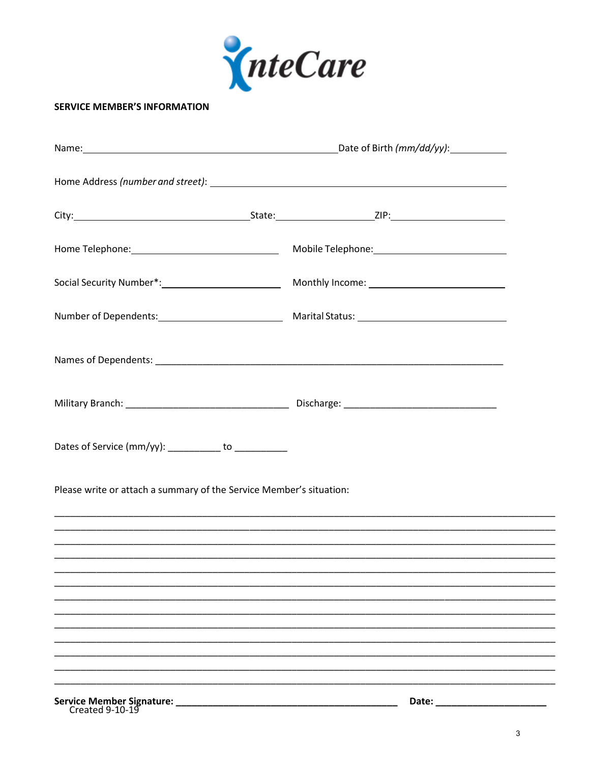IntеCare

## SERVICE MEMBER'S INFORMATION

Name: __________________________________________ Date of Birth *(mm/dd/yy)*: __________

Home Address *(number and street)*: __________________________________________________

City: ______________________________ State: ________________ ZIP: ____________________

Home Telephone: ___________________________ Mobile Telephone: ________________________

Social Security Number*: ____________________ Monthly Income: _________________________

Number of Dependents: ______________________ Marital Status: __________________________

Names of Dependents: ______________________________________________________________

Military Branch: ______________________________ Discharge: ____________________________

Dates of Service (mm/yy): __________ to __________

Please write or attach a summary of the Service Member's situation:

_____________________________________________________________________________________
_____________________________________________________________________________________
_____________________________________________________________________________________
_____________________________________________________________________________________
_____________________________________________________________________________________
_____________________________________________________________________________________
_____________________________________________________________________________________
_____________________________________________________________________________________
_____________________________________________________________________________________
_____________________________________________________________________________________
_____________________________________________________________________________________
_____________________________________________________________________________________
_____________________________________________________________________________________

**Service Member Signature: ________________________________________** **Date: ____________________**

Created 9-10-19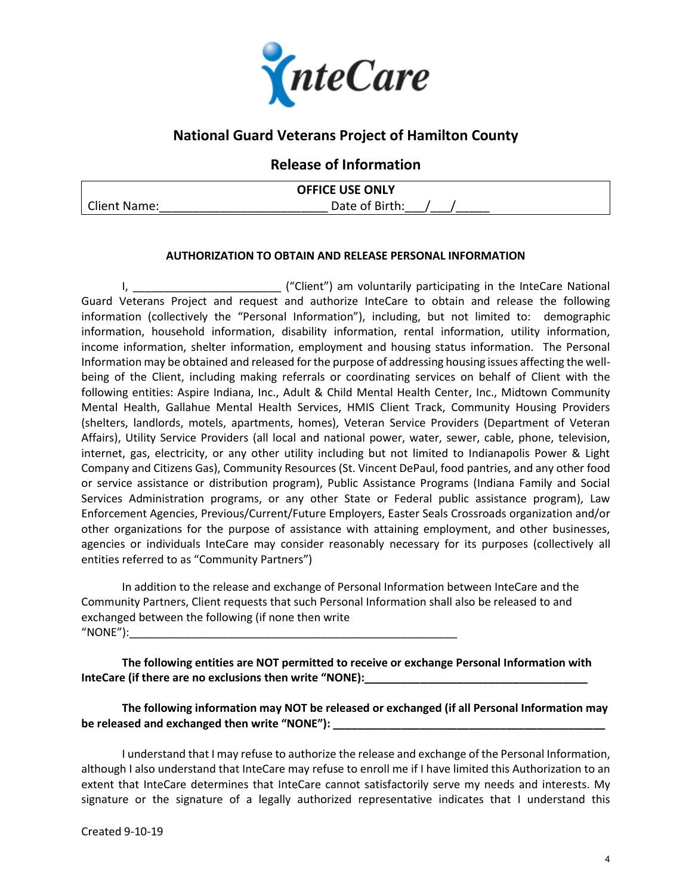InteCare

## National Guard Veterans Project of Hamilton County

## Release of Information

| OFFICE USE ONLY |
| --- |
| Client Name:________________________ Date of Birth:___/___/_____ |

**AUTHORIZATION TO OBTAIN AND RELEASE PERSONAL INFORMATION**

I, ________________________ ("Client") am voluntarily participating in the InteCare National Guard Veterans Project and request and authorize InteCare to obtain and release the following information (collectively the "Personal Information"), including, but not limited to: demographic information, household information, disability information, rental information, utility information, income information, shelter information, employment and housing status information. The Personal Information may be obtained and released for the purpose of addressing housing issues affecting the well-being of the Client, including making referrals or coordinating services on behalf of Client with the following entities: Aspire Indiana, Inc., Adult & Child Mental Health Center, Inc., Midtown Community Mental Health, Gallahue Mental Health Services, HMIS Client Track, Community Housing Providers (shelters, landlords, motels, apartments, homes), Veteran Service Providers (Department of Veteran Affairs), Utility Service Providers (all local and national power, water, sewer, cable, phone, television, internet, gas, electricity, or any other utility including but not limited to Indianapolis Power & Light Company and Citizens Gas), Community Resources (St. Vincent DePaul, food pantries, and any other food or service assistance or distribution program), Public Assistance Programs (Indiana Family and Social Services Administration programs, or any other State or Federal public assistance program), Law Enforcement Agencies, Previous/Current/Future Employers, Easter Seals Crossroads organization and/or other organizations for the purpose of assistance with attaining employment, and other businesses, agencies or individuals InteCare may consider reasonably necessary for its purposes (collectively all entities referred to as "Community Partners")

In addition to the release and exchange of Personal Information between InteCare and the Community Partners, Client requests that such Personal Information shall also be released to and exchanged between the following (if none then write "NONE"):_____________________________________________________

**The following entities are NOT permitted to receive or exchange Personal Information with InteCare (if there are no exclusions then write "NONE"):___________________________________**

**The following information may NOT be released or exchanged (if all Personal Information may be released and exchanged then write "NONE"): ____________________________________________**

I understand that I may refuse to authorize the release and exchange of the Personal Information, although I also understand that InteCare may refuse to enroll me if I have limited this Authorization to an extent that InteCare determines that InteCare cannot satisfactorily serve my needs and interests. My signature or the signature of a legally authorized representative indicates that I understand this

Created 9-10-19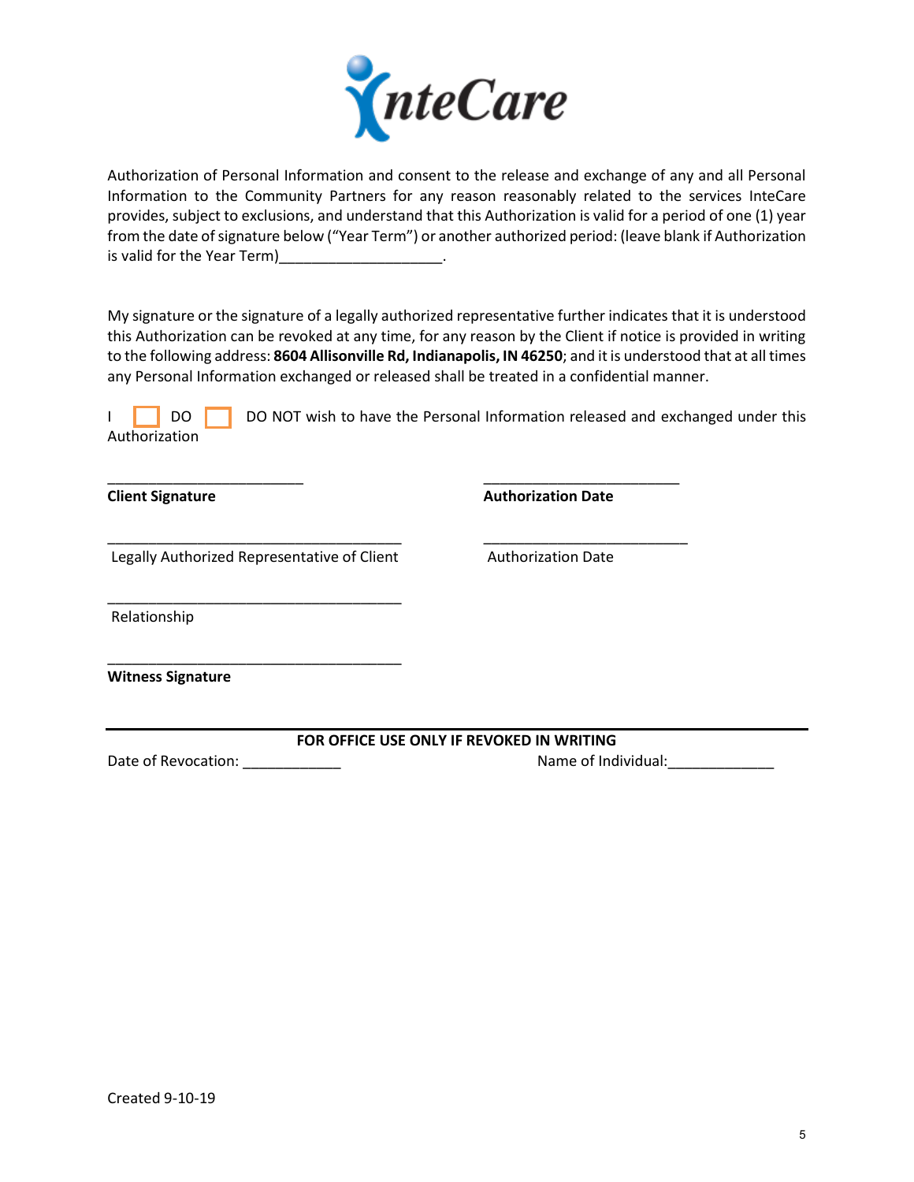InteCare

Authorization of Personal Information and consent to the release and exchange of any and all Personal Information to the Community Partners for any reason reasonably related to the services InteCare provides, subject to exclusions, and understand that this Authorization is valid for a period of one (1) year from the date of signature below ("Year Term") or another authorized period: (leave blank if Authorization is valid for the Year Term)____________________.

My signature or the signature of a legally authorized representative further indicates that it is understood this Authorization can be revoked at any time, for any reason by the Client if notice is provided in writing to the following address: **8604 Allisonville Rd, Indianapolis, IN 46250**; and it is understood that at all times any Personal Information exchanged or released shall be treated in a confidential manner.

I ☐ DO ☐ DO NOT wish to have the Personal Information released and exchanged under this Authorization

________________________ ________________________

**Client Signature** **Authorization Date**

____________________________________ _________________________

Legally Authorized Representative of Client Authorization Date

____________________________________

Relationship

____________________________________

**Witness Signature**

---

**FOR OFFICE USE ONLY IF REVOKED IN WRITING**

Date of Revocation: ____________ Name of Individual:_____________

Created 9-10-19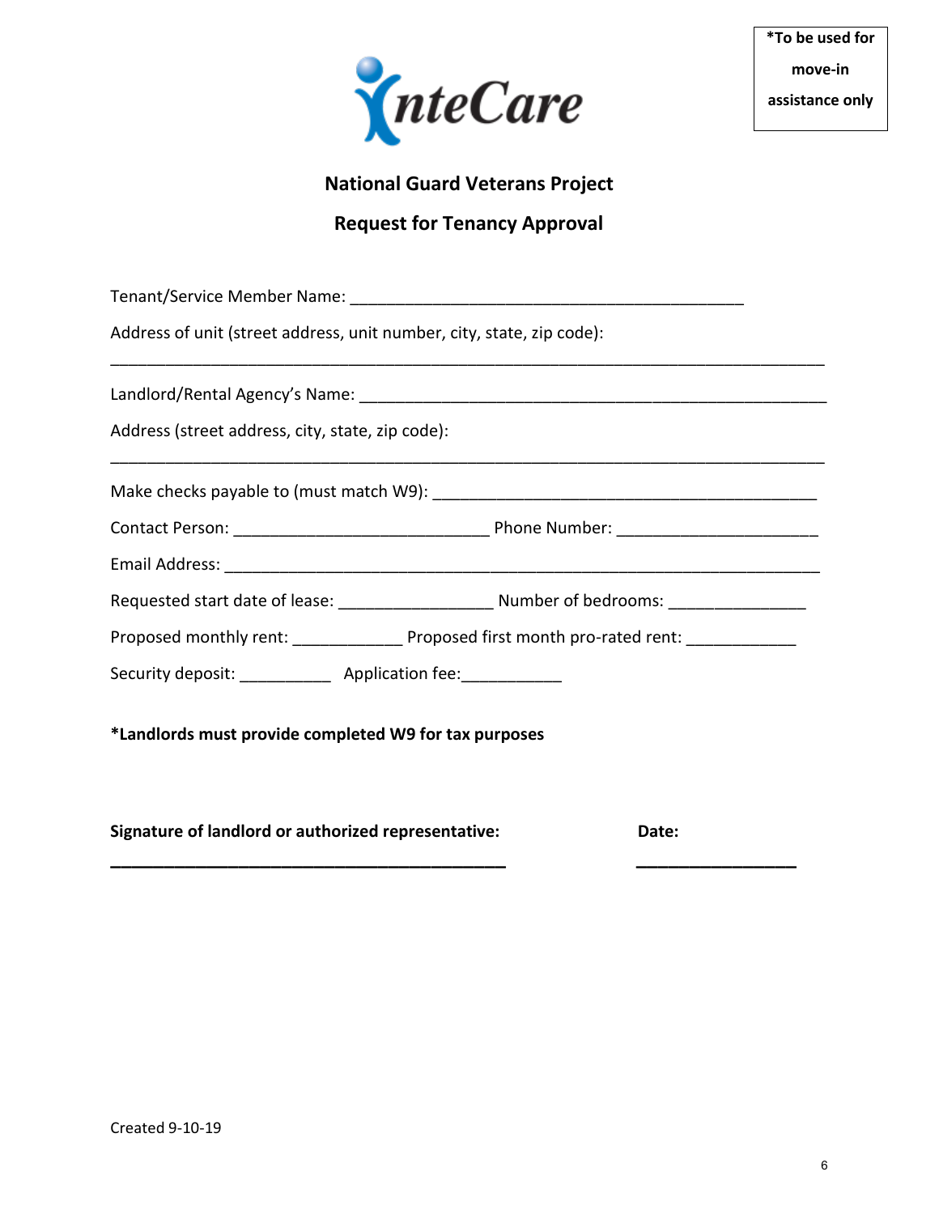*To be used for move-in assistance only

IntеCare

## National Guard Veterans Project

## Request for Tenancy Approval

Tenant/Service Member Name: ___________________________________________

Address of unit (street address, unit number, city, state, zip code):

______________________________________________________________________________

Landlord/Rental Agency's Name: ___________________________________________________

Address (street address, city, state, zip code):

______________________________________________________________________________

Make checks payable to (must match W9): ___________________________________________

Contact Person: ____________________________ Phone Number: ______________________

Email Address: __________________________________________________________________

Requested start date of lease: _________________ Number of bedrooms: _______________

Proposed monthly rent: ____________ Proposed first month pro-rated rent: ____________

Security deposit: __________ Application fee:___________

**\*Landlords must provide completed W9 for tax purposes**

**Signature of landlord or authorized representative:** **Date:**

**____________________________________________** **_________________**

Created 9-10-19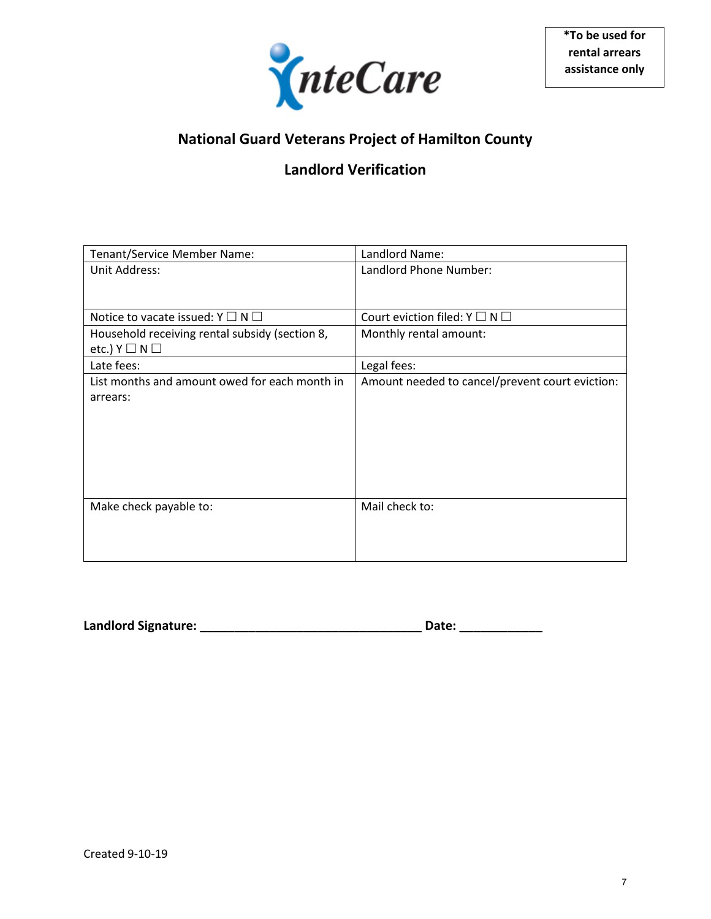*To be used for rental arrears assistance only

InteCare

## National Guard Veterans Project of Hamilton County

## Landlord Verification

| | |
|---|---|
| Tenant/Service Member Name: | Landlord Name: |
| Unit Address: | Landlord Phone Number: |
| Notice to vacate issued: Y ☐ N ☐ | Court eviction filed: Y ☐ N ☐ |
| Household receiving rental subsidy (section 8, etc.) Y ☐ N ☐ | Monthly rental amount: |
| Late fees: | Legal fees: |
| List months and amount owed for each month in arrears: | Amount needed to cancel/prevent court eviction: |
| Make check payable to: | Mail check to: |

**Landlord Signature: ________________________________ Date: ____________**

Created 9-10-19